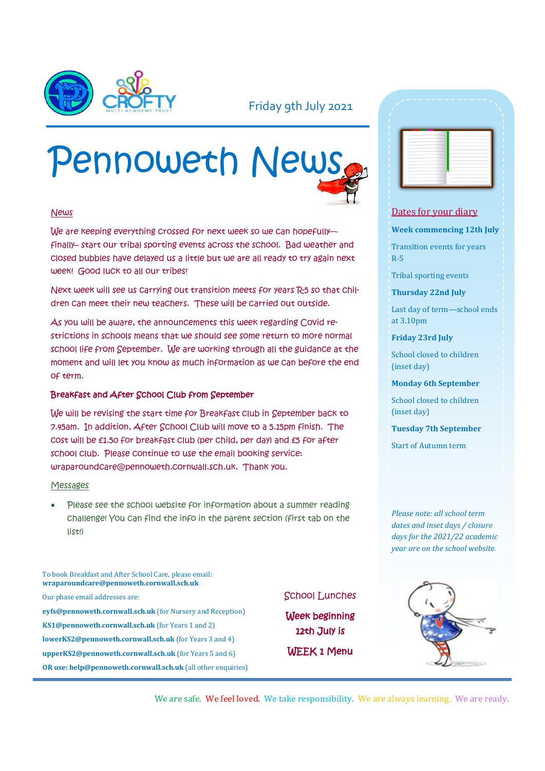Friday 9th July 2021

# Pennoweth News

## News

We are keeping everything crossed for next week so we can hopefully—finally– start our tribal sporting events across the school. Bad weather and closed bubbles have delayed us a little but we are all ready to try again next week! Good luck to all our tribes!

Next week will see us carrying out transition meets for years R-5 so that children can meet their new teachers. These will be carried out outside.

As you will be aware, the announcements this week regarding Covid restrictions in schools means that we should see some return to more normal school life from September. We are working through all the guidance at the moment and will let you know as much information as we can before the end of term.

### Breakfast and After School Club from September

We will be revising the start time for Breakfast club in September back to 7.45am. In addition, After School Club will move to a 5.15pm finish. The cost will be £1.50 for breakfast club (per child, per day) and £5 for after school club. Please continue to use the email booking service: wraparoundcare@pennoweth.cornwall.sch.uk. Thank you.

## Messages

- Please see the school website for information about a summer reading challenge! You can find the info in the parent section (first tab on the list!)

To book Breakfast and After School Care, please email: **wraparoundcare@pennoweth.cornwall.sch.uk**

Our phase email addresses are:

**eyfs@pennoweth.cornwall.sch.uk** (for Nursery and Reception)

**KS1@pennoweth.cornwall.sch.uk** (for Years 1 and 2)

**lowerKS2@pennoweth.cornwall.sch.uk** (for Years 3 and 4)

**upperKS2@pennoweth.cornwall.sch.uk** (for Years 5 and 6)

**OR use: help@pennoweth.cornwall.sch.uk** (all other enquiries)

## School Lunches

**Week beginning 12th July is**

**WEEK 1 Menu**

## Dates for your diary

**Week commencing 12th July**

Transition events for years R-5

Tribal sporting events

**Thursday 22nd July**

Last day of term—school ends at 3.10pm

**Friday 23rd July**

School closed to children (inset day)

**Monday 6th September**

School closed to children (inset day)

**Tuesday 7th September**

Start of Autumn term

*Please note: all school term dates and inset days / closure days for the 2021/22 academic year are on the school website.*

We are safe. We feel loved. We take responsibility. We are always learning. We are ready.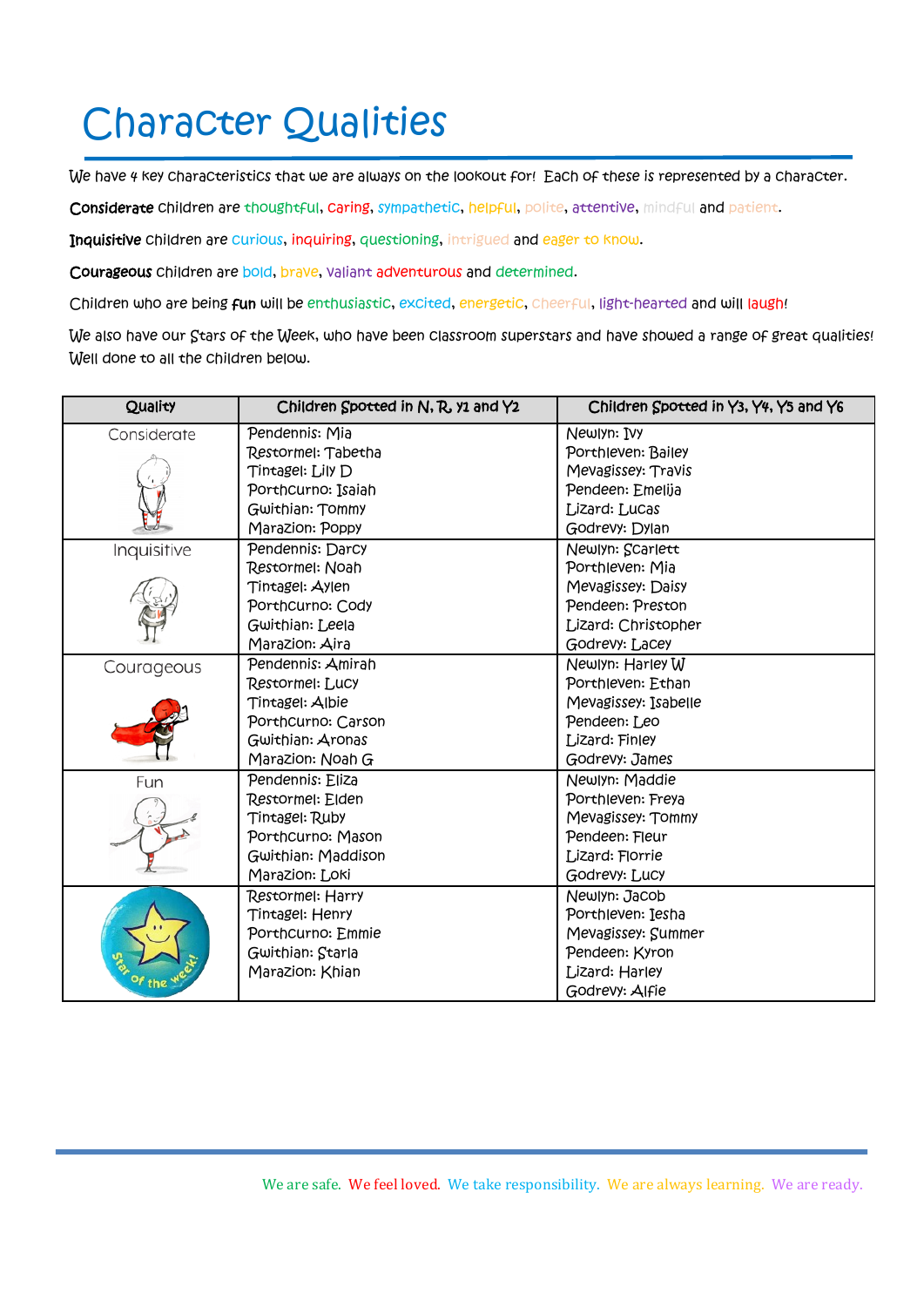# Character Qualities

We have 4 key characteristics that we are always on the lookout for! Each of these is represented by a character.

**Considerate** children are thoughtful, caring, sympathetic, helpful, polite, attentive, mindful and patient.

**Inquisitive** children are curious, inquiring, questioning, intrigued and eager to know.

**Courageous** children are bold, brave, valiant adventurous and determined.

Children who are being **fun** will be enthusiastic, excited, energetic, cheerful, light-hearted and will laugh!

We also have our Stars of the Week, who have been classroom superstars and have showed a range of great qualities! Well done to all the children below.

| Quality | Children Spotted in N, R, Y1 and Y2 | Children Spotted in Y3, Y4, Y5 and Y6 |
|---|---|---|
| Considerate | Pendennis: Mia<br>Restormel: Tabetha<br>Tintagel: Lily D<br>Porthcurno: Isaiah<br>Gwithian: Tommy<br>Marazion: Poppy | Newlyn: Ivy<br>Porthleven: Bailey<br>Mevagissey: Travis<br>Pendeen: Emelija<br>Lizard: Lucas<br>Godrevy: Dylan |
| Inquisitive | Pendennis: Darcy<br>Restormel: Noah<br>Tintagel: Aylen<br>Porthcurno: Cody<br>Gwithian: Leela<br>Marazion: Aira | Newlyn: Scarlett<br>Porthleven: Mia<br>Mevagissey: Daisy<br>Pendeen: Preston<br>Lizard: Christopher<br>Godrevy: Lacey |
| Courageous | Pendennis: Amirah<br>Restormel: Lucy<br>Tintagel: Albie<br>Porthcurno: Carson<br>Gwithian: Aronas<br>Marazion: Noah G | Newlyn: Harley W<br>Porthleven: Ethan<br>Mevagissey: Isabelle<br>Pendeen: Leo<br>Lizard: Finley<br>Godrevy: James |
| Fun | Pendennis: Eliza<br>Restormel: Elden<br>Tintagel: Ruby<br>Porthcurno: Mason<br>Gwithian: Maddison<br>Marazion: Loki | Newlyn: Maddie<br>Porthleven: Freya<br>Mevagissey: Tommy<br>Pendeen: Fleur<br>Lizard: Florrie<br>Godrevy: Lucy |
| Star of the week! | Restormel: Harry<br>Tintagel: Henry<br>Porthcurno: Emmie<br>Gwithian: Starla<br>Marazion: Khian | Newlyn: Jacob<br>Porthleven: Iesha<br>Mevagissey: Summer<br>Pendeen: Kyron<br>Lizard: Harley<br>Godrevy: Alfie |

We are safe. We feel loved. We take responsibility. We are always learning. We are ready.